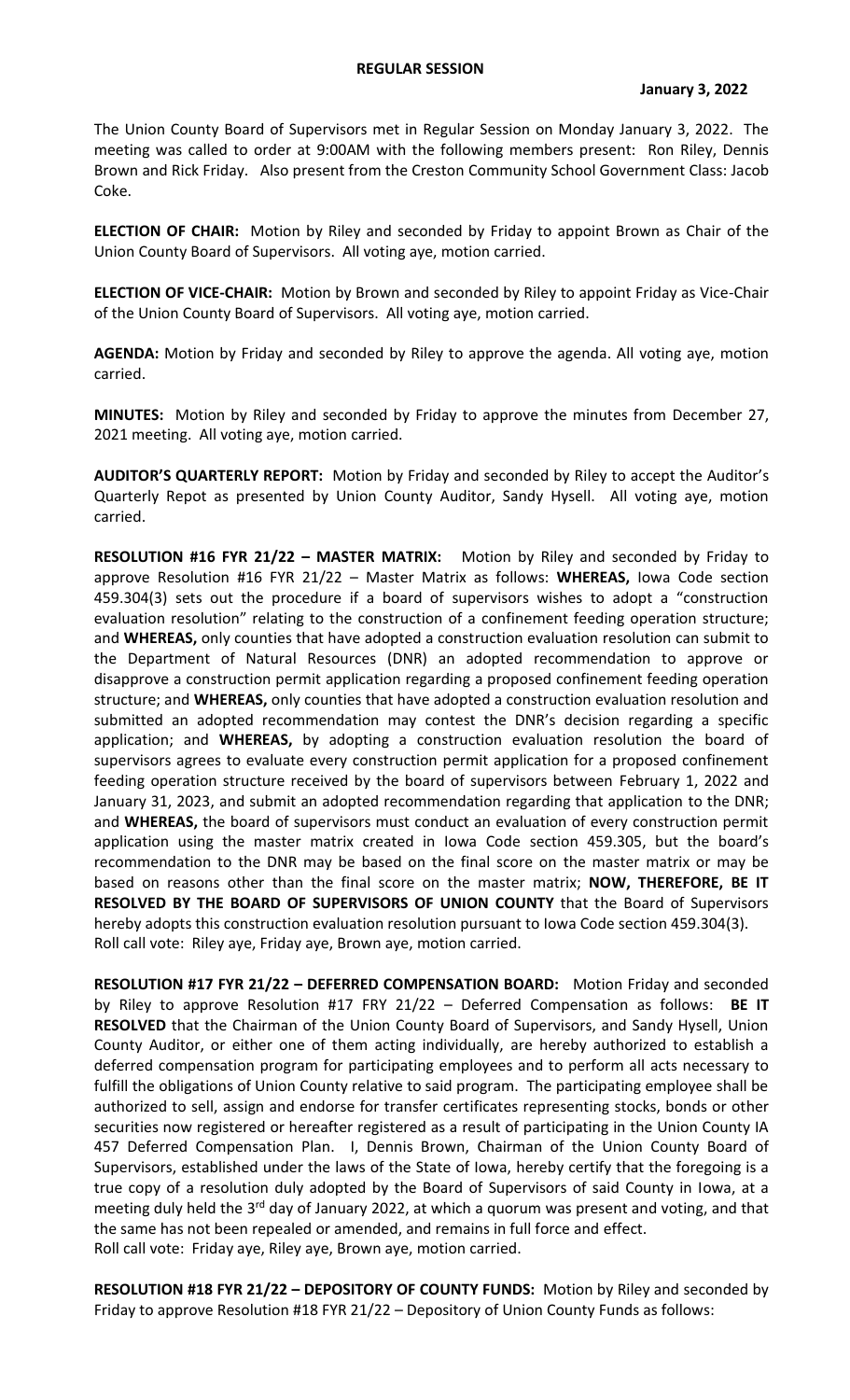# REGULAR SESSION

**January 3, 2022**

The Union County Board of Supervisors met in Regular Session on Monday January 3, 2022. The meeting was called to order at 9:00AM with the following members present: Ron Riley, Dennis Brown and Rick Friday. Also present from the Creston Community School Government Class: Jacob Coke.

**ELECTION OF CHAIR:** Motion by Riley and seconded by Friday to appoint Brown as Chair of the Union County Board of Supervisors. All voting aye, motion carried.

**ELECTION OF VICE-CHAIR:** Motion by Brown and seconded by Riley to appoint Friday as Vice-Chair of the Union County Board of Supervisors. All voting aye, motion carried.

**AGENDA:** Motion by Friday and seconded by Riley to approve the agenda. All voting aye, motion carried.

**MINUTES:** Motion by Riley and seconded by Friday to approve the minutes from December 27, 2021 meeting. All voting aye, motion carried.

**AUDITOR'S QUARTERLY REPORT:** Motion by Friday and seconded by Riley to accept the Auditor's Quarterly Repot as presented by Union County Auditor, Sandy Hysell. All voting aye, motion carried.

**RESOLUTION #16 FYR 21/22 – MASTER MATRIX:** Motion by Riley and seconded by Friday to approve Resolution #16 FYR 21/22 – Master Matrix as follows: **WHEREAS,** Iowa Code section 459.304(3) sets out the procedure if a board of supervisors wishes to adopt a "construction evaluation resolution" relating to the construction of a confinement feeding operation structure; and **WHEREAS,** only counties that have adopted a construction evaluation resolution can submit to the Department of Natural Resources (DNR) an adopted recommendation to approve or disapprove a construction permit application regarding a proposed confinement feeding operation structure; and **WHEREAS,** only counties that have adopted a construction evaluation resolution and submitted an adopted recommendation may contest the DNR's decision regarding a specific application; and **WHEREAS,** by adopting a construction evaluation resolution the board of supervisors agrees to evaluate every construction permit application for a proposed confinement feeding operation structure received by the board of supervisors between February 1, 2022 and January 31, 2023, and submit an adopted recommendation regarding that application to the DNR; and **WHEREAS,** the board of supervisors must conduct an evaluation of every construction permit application using the master matrix created in Iowa Code section 459.305, but the board's recommendation to the DNR may be based on the final score on the master matrix or may be based on reasons other than the final score on the master matrix; **NOW, THEREFORE, BE IT RESOLVED BY THE BOARD OF SUPERVISORS OF UNION COUNTY** that the Board of Supervisors hereby adopts this construction evaluation resolution pursuant to Iowa Code section 459.304(3).
Roll call vote: Riley aye, Friday aye, Brown aye, motion carried.

**RESOLUTION #17 FYR 21/22 – DEFERRED COMPENSATION BOARD:** Motion Friday and seconded by Riley to approve Resolution #17 FRY 21/22 – Deferred Compensation as follows: **BE IT RESOLVED** that the Chairman of the Union County Board of Supervisors, and Sandy Hysell, Union County Auditor, or either one of them acting individually, are hereby authorized to establish a deferred compensation program for participating employees and to perform all acts necessary to fulfill the obligations of Union County relative to said program. The participating employee shall be authorized to sell, assign and endorse for transfer certificates representing stocks, bonds or other securities now registered or hereafter registered as a result of participating in the Union County IA 457 Deferred Compensation Plan. I, Dennis Brown, Chairman of the Union County Board of Supervisors, established under the laws of the State of Iowa, hereby certify that the foregoing is a true copy of a resolution duly adopted by the Board of Supervisors of said County in Iowa, at a meeting duly held the 3rd day of January 2022, at which a quorum was present and voting, and that the same has not been repealed or amended, and remains in full force and effect.
Roll call vote: Friday aye, Riley aye, Brown aye, motion carried.

**RESOLUTION #18 FYR 21/22 – DEPOSITORY OF COUNTY FUNDS:** Motion by Riley and seconded by Friday to approve Resolution #18 FYR 21/22 – Depository of Union County Funds as follows: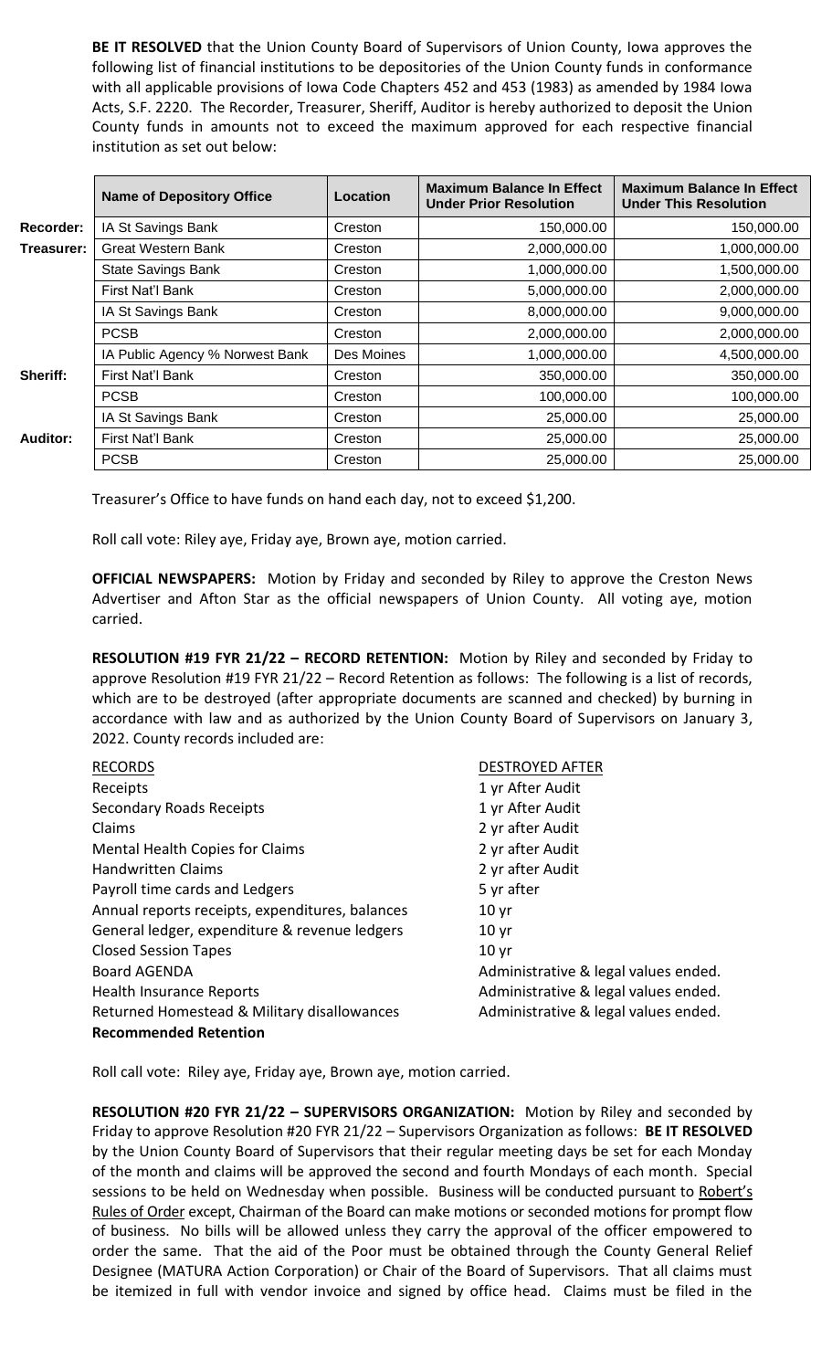**BE IT RESOLVED** that the Union County Board of Supervisors of Union County, Iowa approves the following list of financial institutions to be depositories of the Union County funds in conformance with all applicable provisions of Iowa Code Chapters 452 and 453 (1983) as amended by 1984 Iowa Acts, S.F. 2220. The Recorder, Treasurer, Sheriff, Auditor is hereby authorized to deposit the Union County funds in amounts not to exceed the maximum approved for each respective financial institution as set out below:

| | Name of Depository Office | Location | Maximum Balance In Effect Under Prior Resolution | Maximum Balance In Effect Under This Resolution |
|---|---|---|---|---|
| **Recorder:** | IA St Savings Bank | Creston | 150,000.00 | 150,000.00 |
| **Treasurer:** | Great Western Bank | Creston | 2,000,000.00 | 1,000,000.00 |
| | State Savings Bank | Creston | 1,000,000.00 | 1,500,000.00 |
| | First Nat'l Bank | Creston | 5,000,000.00 | 2,000,000.00 |
| | IA St Savings Bank | Creston | 8,000,000.00 | 9,000,000.00 |
| | PCSB | Creston | 2,000,000.00 | 2,000,000.00 |
| | IA Public Agency % Norwest Bank | Des Moines | 1,000,000.00 | 4,500,000.00 |
| **Sheriff:** | First Nat'l Bank | Creston | 350,000.00 | 350,000.00 |
| | PCSB | Creston | 100,000.00 | 100,000.00 |
| | IA St Savings Bank | Creston | 25,000.00 | 25,000.00 |
| **Auditor:** | First Nat'l Bank | Creston | 25,000.00 | 25,000.00 |
| | PCSB | Creston | 25,000.00 | 25,000.00 |

Treasurer's Office to have funds on hand each day, not to exceed $1,200.

Roll call vote: Riley aye, Friday aye, Brown aye, motion carried.

**OFFICIAL NEWSPAPERS:** Motion by Friday and seconded by Riley to approve the Creston News Advertiser and Afton Star as the official newspapers of Union County. All voting aye, motion carried.

**RESOLUTION #19 FYR 21/22 – RECORD RETENTION:** Motion by Riley and seconded by Friday to approve Resolution #19 FYR 21/22 – Record Retention as follows: The following is a list of records, which are to be destroyed (after appropriate documents are scanned and checked) by burning in accordance with law and as authorized by the Union County Board of Supervisors on January 3, 2022. County records included are:

| RECORDS | DESTROYED AFTER |
|---|---|
| Receipts | 1 yr After Audit |
| Secondary Roads Receipts | 1 yr After Audit |
| Claims | 2 yr after Audit |
| Mental Health Copies for Claims | 2 yr after Audit |
| Handwritten Claims | 2 yr after Audit |
| Payroll time cards and Ledgers | 5 yr after |
| Annual reports receipts, expenditures, balances | 10 yr |
| General ledger, expenditure & revenue ledgers | 10 yr |
| Closed Session Tapes | 10 yr |
| Board AGENDA | Administrative & legal values ended. |
| Health Insurance Reports | Administrative & legal values ended. |
| Returned Homestead & Military disallowances | Administrative & legal values ended. |
| **Recommended Retention** | |

Roll call vote: Riley aye, Friday aye, Brown aye, motion carried.

**RESOLUTION #20 FYR 21/22 – SUPERVISORS ORGANIZATION:** Motion by Riley and seconded by Friday to approve Resolution #20 FYR 21/22 – Supervisors Organization as follows: **BE IT RESOLVED** by the Union County Board of Supervisors that their regular meeting days be set for each Monday of the month and claims will be approved the second and fourth Mondays of each month. Special sessions to be held on Wednesday when possible. Business will be conducted pursuant to Robert's Rules of Order except, Chairman of the Board can make motions or seconded motions for prompt flow of business. No bills will be allowed unless they carry the approval of the officer empowered to order the same. That the aid of the Poor must be obtained through the County General Relief Designee (MATURA Action Corporation) or Chair of the Board of Supervisors. That all claims must be itemized in full with vendor invoice and signed by office head. Claims must be filed in the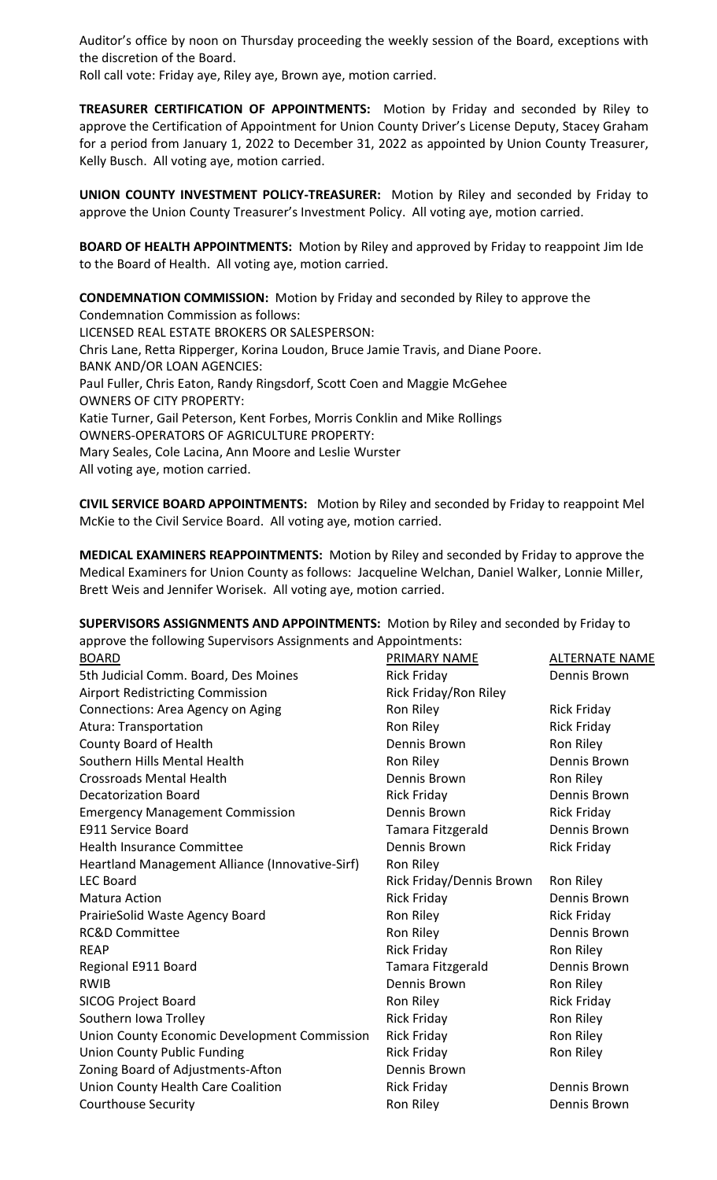Auditor's office by noon on Thursday proceeding the weekly session of the Board, exceptions with the discretion of the Board.
Roll call vote: Friday aye, Riley aye, Brown aye, motion carried.

**TREASURER CERTIFICATION OF APPOINTMENTS:** Motion by Friday and seconded by Riley to approve the Certification of Appointment for Union County Driver's License Deputy, Stacey Graham for a period from January 1, 2022 to December 31, 2022 as appointed by Union County Treasurer, Kelly Busch. All voting aye, motion carried.

**UNION COUNTY INVESTMENT POLICY-TREASURER:** Motion by Riley and seconded by Friday to approve the Union County Treasurer's Investment Policy. All voting aye, motion carried.

**BOARD OF HEALTH APPOINTMENTS:** Motion by Riley and approved by Friday to reappoint Jim Ide to the Board of Health. All voting aye, motion carried.

**CONDEMNATION COMMISSION:** Motion by Friday and seconded by Riley to approve the Condemnation Commission as follows:
LICENSED REAL ESTATE BROKERS OR SALESPERSON:
Chris Lane, Retta Ripperger, Korina Loudon, Bruce Jamie Travis, and Diane Poore.
BANK AND/OR LOAN AGENCIES:
Paul Fuller, Chris Eaton, Randy Ringsdorf, Scott Coen and Maggie McGehee
OWNERS OF CITY PROPERTY:
Katie Turner, Gail Peterson, Kent Forbes, Morris Conklin and Mike Rollings
OWNERS-OPERATORS OF AGRICULTURE PROPERTY:
Mary Seales, Cole Lacina, Ann Moore and Leslie Wurster
All voting aye, motion carried.

**CIVIL SERVICE BOARD APPOINTMENTS:** Motion by Riley and seconded by Friday to reappoint Mel McKie to the Civil Service Board. All voting aye, motion carried.

**MEDICAL EXAMINERS REAPPOINTMENTS:** Motion by Riley and seconded by Friday to approve the Medical Examiners for Union County as follows: Jacqueline Welchan, Daniel Walker, Lonnie Miller, Brett Weis and Jennifer Worisek. All voting aye, motion carried.

**SUPERVISORS ASSIGNMENTS AND APPOINTMENTS:** Motion by Riley and seconded by Friday to approve the following Supervisors Assignments and Appointments:

| BOARD | PRIMARY NAME | ALTERNATE NAME |
|---|---|---|
| 5th Judicial Comm. Board, Des Moines | Rick Friday | Dennis Brown |
| Airport Redistricting Commission | Rick Friday/Ron Riley | |
| Connections: Area Agency on Aging | Ron Riley | Rick Friday |
| Atura: Transportation | Ron Riley | Rick Friday |
| County Board of Health | Dennis Brown | Ron Riley |
| Southern Hills Mental Health | Ron Riley | Dennis Brown |
| Crossroads Mental Health | Dennis Brown | Ron Riley |
| Decatorization Board | Rick Friday | Dennis Brown |
| Emergency Management Commission | Dennis Brown | Rick Friday |
| E911 Service Board | Tamara Fitzgerald | Dennis Brown |
| Health Insurance Committee | Dennis Brown | Rick Friday |
| Heartland Management Alliance (Innovative-Sirf) | Ron Riley | |
| LEC Board | Rick Friday/Dennis Brown | Ron Riley |
| Matura Action | Rick Friday | Dennis Brown |
| PrairieSolid Waste Agency Board | Ron Riley | Rick Friday |
| RC&D Committee | Ron Riley | Dennis Brown |
| REAP | Rick Friday | Ron Riley |
| Regional E911 Board | Tamara Fitzgerald | Dennis Brown |
| RWIB | Dennis Brown | Ron Riley |
| SICOG Project Board | Ron Riley | Rick Friday |
| Southern Iowa Trolley | Rick Friday | Ron Riley |
| Union County Economic Development Commission | Rick Friday | Ron Riley |
| Union County Public Funding | Rick Friday | Ron Riley |
| Zoning Board of Adjustments-Afton | Dennis Brown | |
| Union County Health Care Coalition | Rick Friday | Dennis Brown |
| Courthouse Security | Ron Riley | Dennis Brown |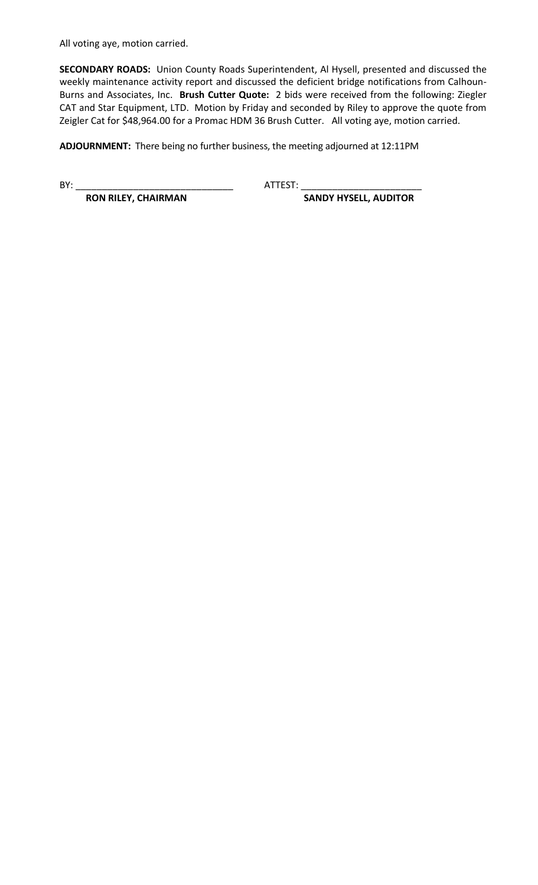All voting aye, motion carried.

**SECONDARY ROADS:** Union County Roads Superintendent, Al Hysell, presented and discussed the weekly maintenance activity report and discussed the deficient bridge notifications from Calhoun-Burns and Associates, Inc. **Brush Cutter Quote:** 2 bids were received from the following: Ziegler CAT and Star Equipment, LTD. Motion by Friday and seconded by Riley to approve the quote from Zeigler Cat for $48,964.00 for a Promac HDM 36 Brush Cutter. All voting aye, motion carried.

**ADJOURNMENT:** There being no further business, the meeting adjourned at 12:11PM

BY: ______________________________ ATTEST: _______________________

**RON RILEY, CHAIRMAN** **SANDY HYSELL, AUDITOR**